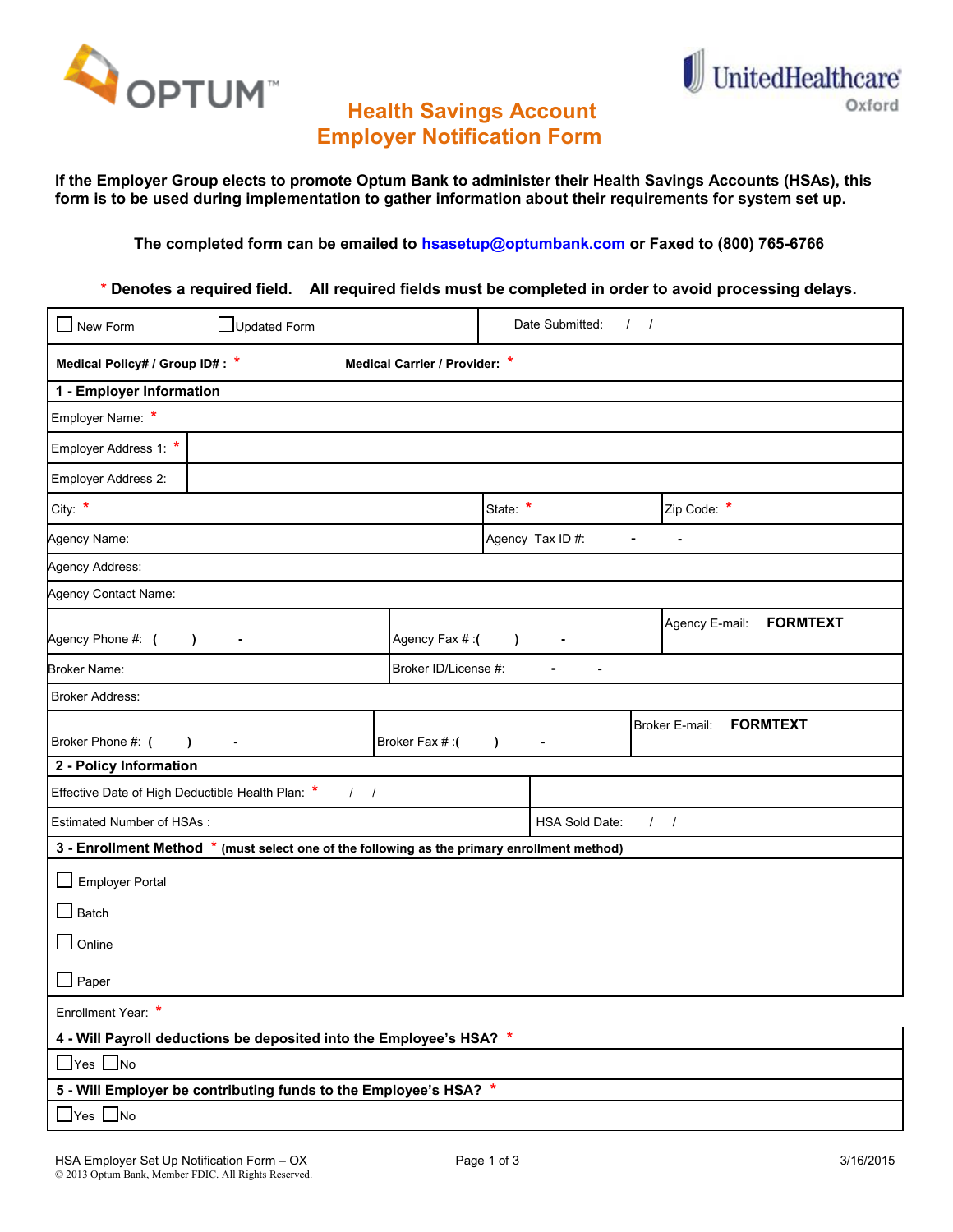OPTUM™

UnitedHealthcare Oxford

# Health Savings Account
# Employer Notification Form

**If the Employer Group elects to promote Optum Bank to administer their Health Savings Accounts (HSAs), this form is to be used during implementation to gather information about their requirements for system set up.**

**The completed form can be emailed to hsasetup@optumbank.com or Faxed to (800) 765-6766**

**\* Denotes a required field. All required fields must be completed in order to avoid processing delays.**

| | | |
|---|---|---|
| ☐ New Form ☐ Updated Form | | Date Submitted: / / |
| **Medical Policy# / Group ID# :** * | **Medical Carrier / Provider:** * | |

**1 - Employer Information**

| | | |
|---|---|---|
| Employer Name: * | | |
| Employer Address 1: * | | |
| Employer Address 2: | | |
| City: * | State: * | Zip Code: * |
| Agency Name: | Agency Tax ID #: - - | |
| Agency Address: | | |
| Agency Contact Name: | | |
| Agency Phone #: ( ) - | Agency Fax # :( ) - | Agency E-mail: **FORMTEXT** |
| Broker Name: | Broker ID/License #: - - | |
| Broker Address: | | |
| Broker Phone #: ( ) - | Broker Fax # :( ) - | Broker E-mail: **FORMTEXT** |

**2 - Policy Information**

| | |
|---|---|
| Effective Date of High Deductible Health Plan: * / / | |
| Estimated Number of HSAs : | HSA Sold Date: / / |

**3 - Enrollment Method** * **(must select one of the following as the primary enrollment method)**

☐ Employer Portal

☐ Batch

☐ Online

☐ Paper

Enrollment Year: *

**4 - Will Payroll deductions be deposited into the Employee's HSA?** *

☐Yes ☐No

**5 - Will Employer be contributing funds to the Employee's HSA?** *

☐Yes ☐No

HSA Employer Set Up Notification Form – OX
© 2013 Optum Bank, Member FDIC. All Rights Reserved.
3/16/2015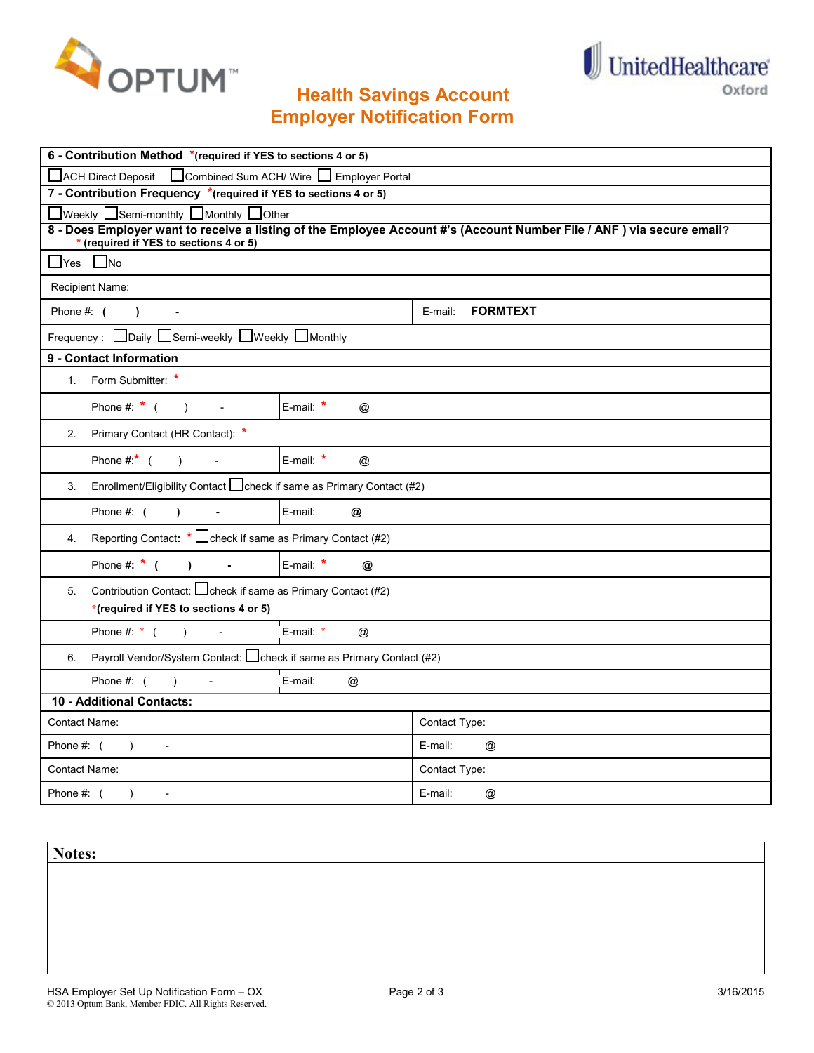# Health Savings Account Employer Notification Form

| | |
|---|---|
| **6 - Contribution Method** *(required if YES to sections 4 or 5) | |
| ☐ACH Direct Deposit ☐Combined Sum ACH/ Wire ☐ Employer Portal | |
| **7 - Contribution Frequency** *(required if YES to sections 4 or 5) | |
| ☐Weekly ☐Semi-monthly ☐Monthly ☐Other | |
| **8 - Does Employer want to receive a listing of the Employee Account #'s (Account Number File / ANF ) via secure email?** * (required if YES to sections 4 or 5) | |
| ☐Yes ☐No | |
| Recipient Name: | |
| Phone #: ( ) - | E-mail: **FORMTEXT** |
| Frequency : ☐Daily ☐Semi-weekly ☐Weekly ☐Monthly | |
| **9 - Contact Information** | |
| 1. Form Submitter: * | |
| Phone #: * ( ) - | E-mail: * @ |
| 2. Primary Contact (HR Contact): * | |
| Phone #:* ( ) - | E-mail: * @ |
| 3. Enrollment/Eligibility Contact ☐check if same as Primary Contact (#2) | |
| Phone #: ( ) - | E-mail: @ |
| 4. Reporting Contact: * ☐check if same as Primary Contact (#2) | |
| Phone #: * ( ) - | E-mail: * @ |
| 5. Contribution Contact: ☐check if same as Primary Contact (#2) *(required if YES to sections 4 or 5) | |
| Phone #: * ( ) - | E-mail: * @ |
| 6. Payroll Vendor/System Contact: ☐check if same as Primary Contact (#2) | |
| Phone #: ( ) - | E-mail: @ |
| **10 - Additional Contacts:** | |
| Contact Name: | Contact Type: |
| Phone #: ( ) - | E-mail: @ |
| Contact Name: | Contact Type: |
| Phone #: ( ) - | E-mail: @ |

**Notes:**

HSA Employer Set Up Notification Form – OX 3/16/2015

© 2013 Optum Bank, Member FDIC. All Rights Reserved.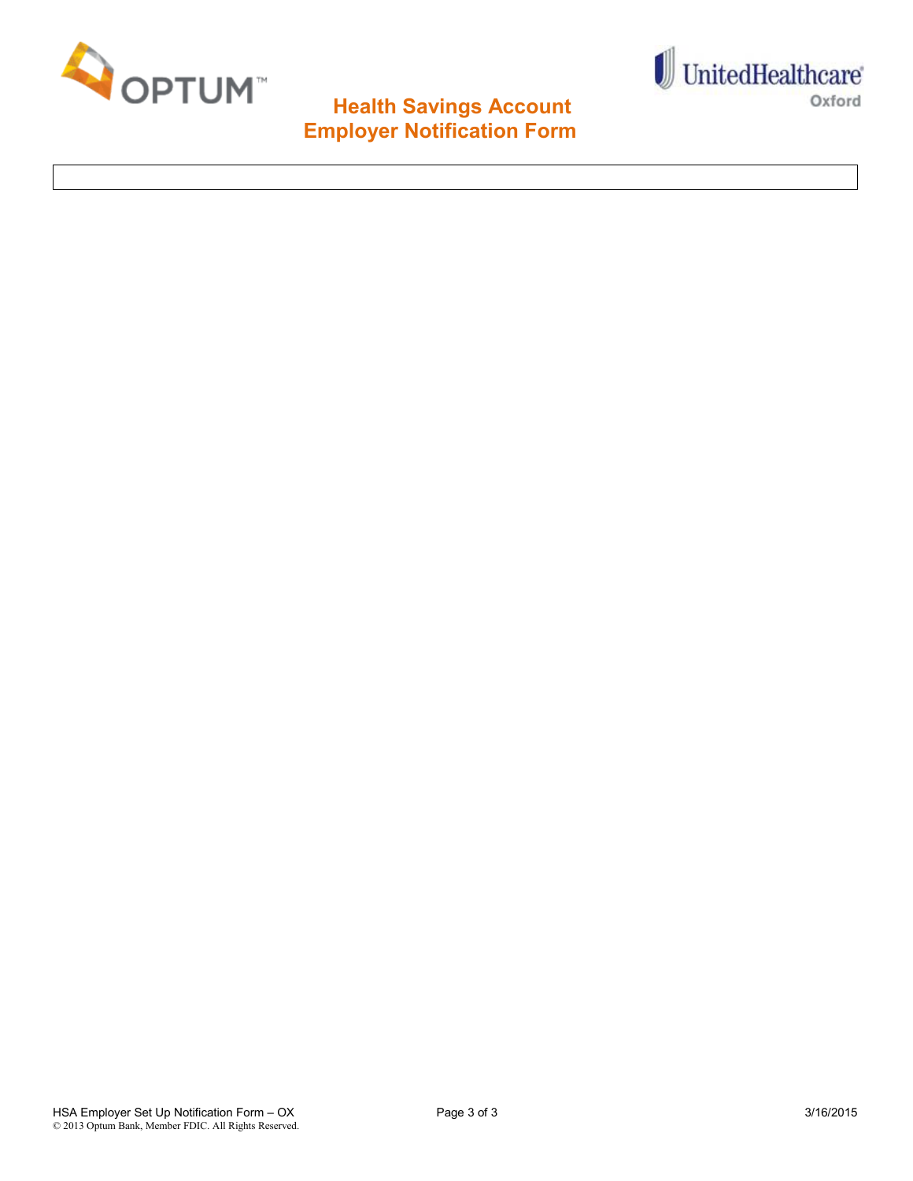# Health Savings Account
# Employer Notification Form